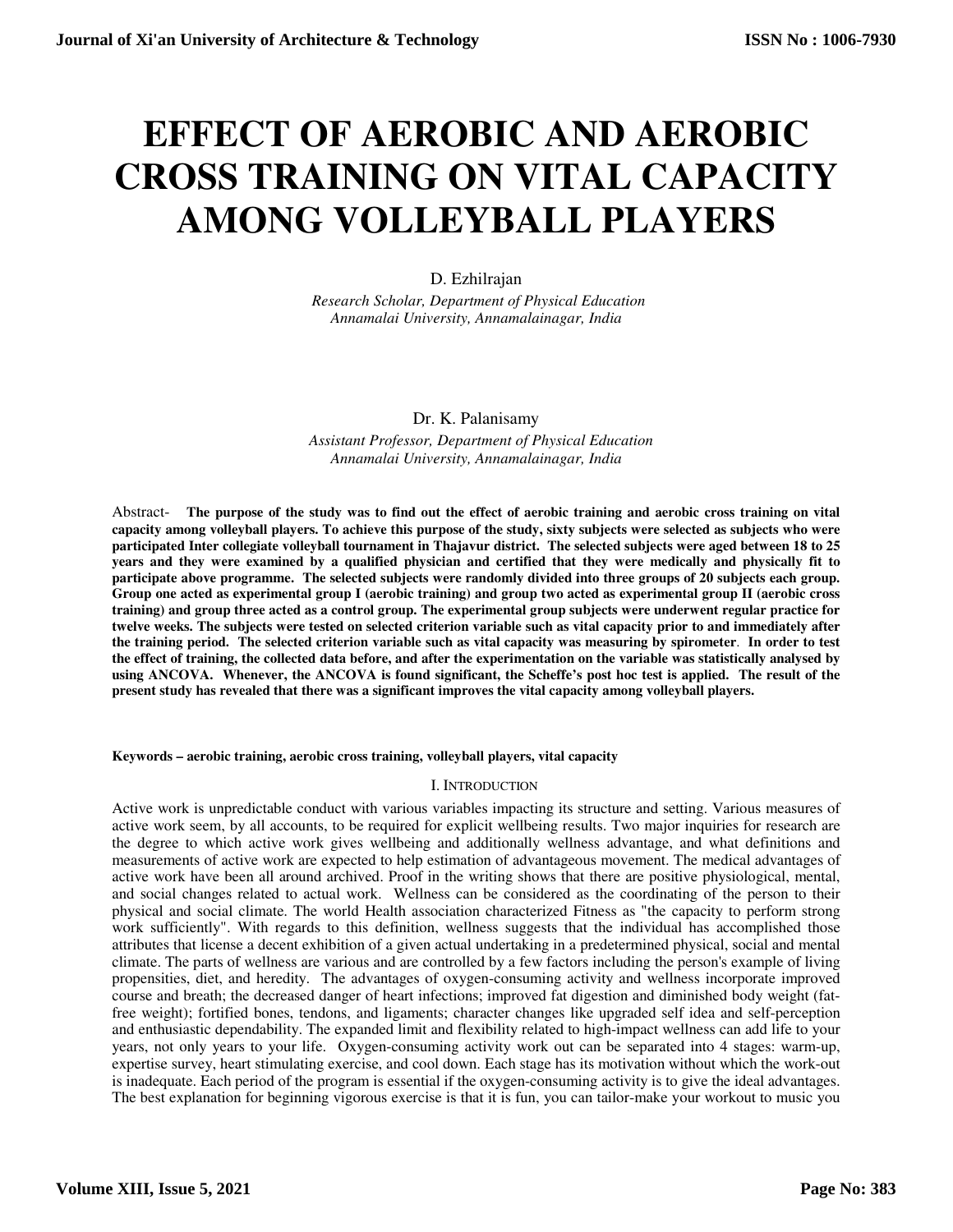# EFFECT OF AEROBIC AND AEROBIC CROSS TRAINING ON VITAL CAPACITY AMONG VOLLEYBALL PLAYERS

D. Ezhilrajan

*Research Scholar, Department of Physical Education*
*Annamalai University, Annamalainagar, India*

Dr. K. Palanisamy

*Assistant Professor, Department of Physical Education*
*Annamalai University, Annamalainagar, India*

Abstract- **The purpose of the study was to find out the effect of aerobic training and aerobic cross training on vital capacity among volleyball players. To achieve this purpose of the study, sixty subjects were selected as subjects who were participated Inter collegiate volleyball tournament in Thajavur district. The selected subjects were aged between 18 to 25 years and they were examined by a qualified physician and certified that they were medically and physically fit to participate above programme. The selected subjects were randomly divided into three groups of 20 subjects each group. Group one acted as experimental group I (aerobic training) and group two acted as experimental group II (aerobic cross training) and group three acted as a control group. The experimental group subjects were underwent regular practice for twelve weeks. The subjects were tested on selected criterion variable such as vital capacity prior to and immediately after the training period. The selected criterion variable such as vital capacity was measuring by spirometer. In order to test the effect of training, the collected data before, and after the experimentation on the variable was statistically analysed by using ANCOVA. Whenever, the ANCOVA is found significant, the Scheffe's post hoc test is applied. The result of the present study has revealed that there was a significant improves the vital capacity among volleyball players.**

**Keywords – aerobic training, aerobic cross training, volleyball players, vital capacity**

## I. INTRODUCTION

Active work is unpredictable conduct with various variables impacting its structure and setting. Various measures of active work seem, by all accounts, to be required for explicit wellbeing results. Two major inquiries for research are the degree to which active work gives wellbeing and additionally wellness advantage, and what definitions and measurements of active work are expected to help estimation of advantageous movement. The medical advantages of active work have been all around archived. Proof in the writing shows that there are positive physiological, mental, and social changes related to actual work. Wellness can be considered as the coordinating of the person to their physical and social climate. The world Health association characterized Fitness as "the capacity to perform strong work sufficiently". With regards to this definition, wellness suggests that the individual has accomplished those attributes that license a decent exhibition of a given actual undertaking in a predetermined physical, social and mental climate. The parts of wellness are various and are controlled by a few factors including the person's example of living propensities, diet, and heredity. The advantages of oxygen-consuming activity and wellness incorporate improved course and breath; the decreased danger of heart infections; improved fat digestion and diminished body weight (fat-free weight); fortified bones, tendons, and ligaments; character changes like upgraded self idea and self-perception and enthusiastic dependability. The expanded limit and flexibility related to high-impact wellness can add life to your years, not only years to your life. Oxygen-consuming activity work out can be separated into 4 stages: warm-up, expertise survey, heart stimulating exercise, and cool down. Each stage has its motivation without which the work-out is inadequate. Each period of the program is essential if the oxygen-consuming activity is to give the ideal advantages. The best explanation for beginning vigorous exercise is that it is fun, you can tailor-make your workout to music you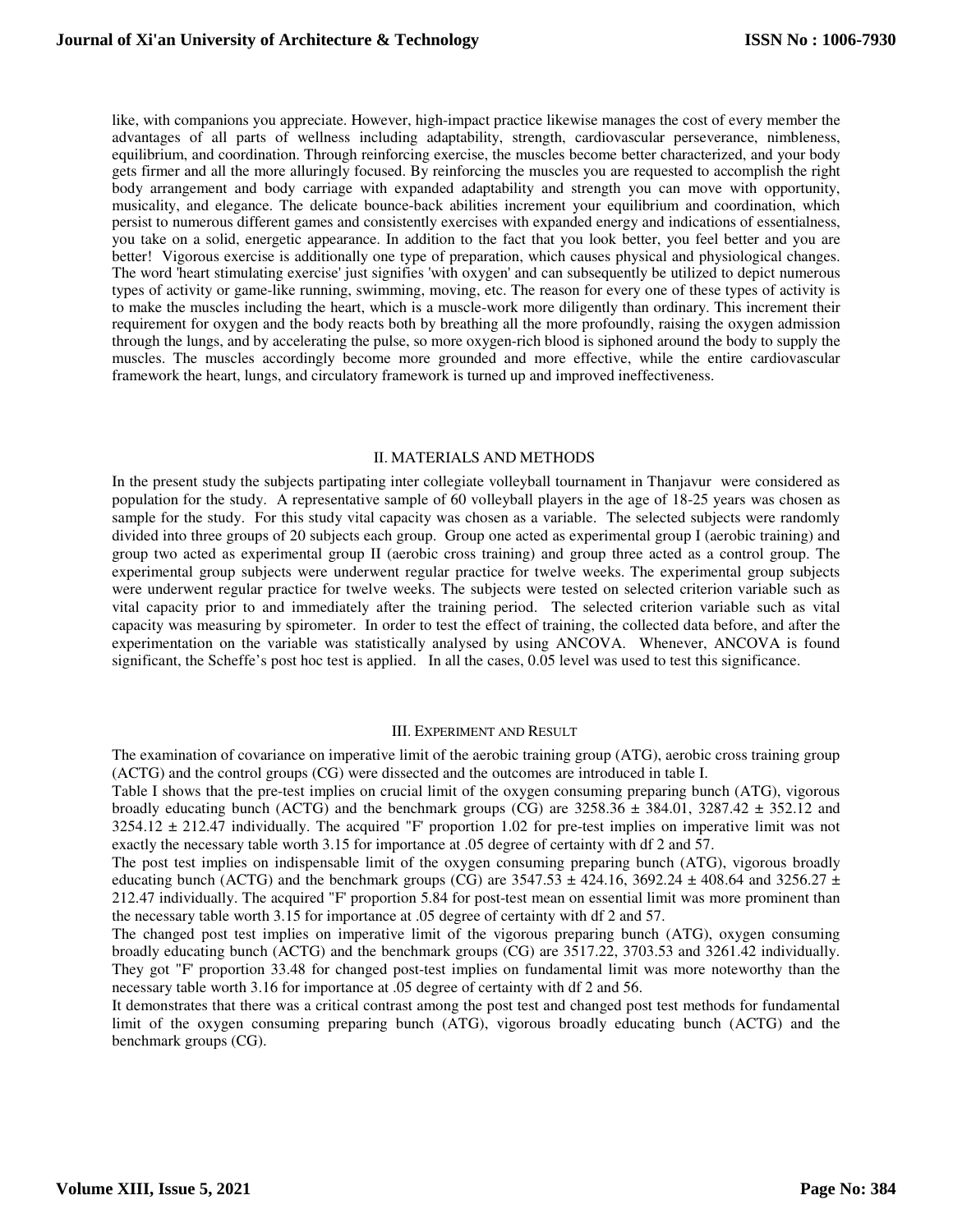like, with companions you appreciate. However, high-impact practice likewise manages the cost of every member the advantages of all parts of wellness including adaptability, strength, cardiovascular perseverance, nimbleness, equilibrium, and coordination. Through reinforcing exercise, the muscles become better characterized, and your body gets firmer and all the more alluringly focused. By reinforcing the muscles you are requested to accomplish the right body arrangement and body carriage with expanded adaptability and strength you can move with opportunity, musicality, and elegance. The delicate bounce-back abilities increment your equilibrium and coordination, which persist to numerous different games and consistently exercises with expanded energy and indications of essentialness, you take on a solid, energetic appearance. In addition to the fact that you look better, you feel better and you are better! Vigorous exercise is additionally one type of preparation, which causes physical and physiological changes. The word 'heart stimulating exercise' just signifies 'with oxygen' and can subsequently be utilized to depict numerous types of activity or game-like running, swimming, moving, etc. The reason for every one of these types of activity is to make the muscles including the heart, which is a muscle-work more diligently than ordinary. This increment their requirement for oxygen and the body reacts both by breathing all the more profoundly, raising the oxygen admission through the lungs, and by accelerating the pulse, so more oxygen-rich blood is siphoned around the body to supply the muscles. The muscles accordingly become more grounded and more effective, while the entire cardiovascular framework the heart, lungs, and circulatory framework is turned up and improved ineffectiveness.

## II. MATERIALS AND METHODS

In the present study the subjects partipating inter collegiate volleyball tournament in Thanjavur were considered as population for the study. A representative sample of 60 volleyball players in the age of 18-25 years was chosen as sample for the study. For this study vital capacity was chosen as a variable. The selected subjects were randomly divided into three groups of 20 subjects each group. Group one acted as experimental group I (aerobic training) and group two acted as experimental group II (aerobic cross training) and group three acted as a control group. The experimental group subjects were underwent regular practice for twelve weeks. The experimental group subjects were underwent regular practice for twelve weeks. The subjects were tested on selected criterion variable such as vital capacity prior to and immediately after the training period. The selected criterion variable such as vital capacity was measuring by spirometer. In order to test the effect of training, the collected data before, and after the experimentation on the variable was statistically analysed by using ANCOVA. Whenever, ANCOVA is found significant, the Scheffe's post hoc test is applied. In all the cases, 0.05 level was used to test this significance.

## III. Experiment and Result

The examination of covariance on imperative limit of the aerobic training group (ATG), aerobic cross training group (ACTG) and the control groups (CG) were dissected and the outcomes are introduced in table I.

Table I shows that the pre-test implies on crucial limit of the oxygen consuming preparing bunch (ATG), vigorous broadly educating bunch (ACTG) and the benchmark groups (CG) are 3258.36 ± 384.01, 3287.42 ± 352.12 and 3254.12 ± 212.47 individually. The acquired 'F' proportion 1.02 for pre-test implies on imperative limit was not exactly the necessary table worth 3.15 for importance at .05 degree of certainty with df 2 and 57.

The post test implies on indispensable limit of the oxygen consuming preparing bunch (ATG), vigorous broadly educating bunch (ACTG) and the benchmark groups (CG) are 3547.53 ± 424.16, 3692.24 ± 408.64 and 3256.27 ± 212.47 individually. The acquired "F' proportion 5.84 for post-test mean on essential limit was more prominent than the necessary table worth 3.15 for importance at .05 degree of certainty with df 2 and 57.

The changed post test implies on imperative limit of the vigorous preparing bunch (ATG), oxygen consuming broadly educating bunch (ACTG) and the benchmark groups (CG) are 3517.22, 3703.53 and 3261.42 individually. They got "F' proportion 33.48 for changed post-test implies on fundamental limit was more noteworthy than the necessary table worth 3.16 for importance at .05 degree of certainty with df 2 and 56.

It demonstrates that there was a critical contrast among the post test and changed post test methods for fundamental limit of the oxygen consuming preparing bunch (ATG), vigorous broadly educating bunch (ACTG) and the benchmark groups (CG).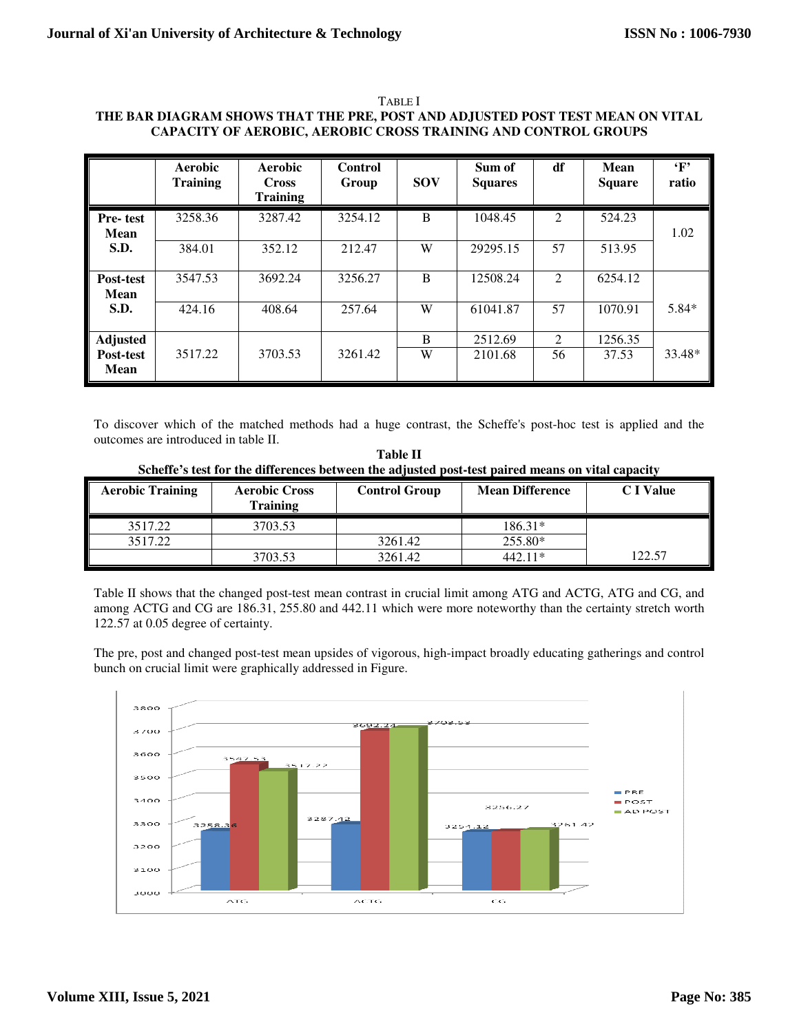TABLE I

**THE BAR DIAGRAM SHOWS THAT THE PRE, POST AND ADJUSTED POST TEST MEAN ON VITAL CAPACITY OF AEROBIC, AEROBIC CROSS TRAINING AND CONTROL GROUPS**

| | Aerobic Training | Aerobic Cross Training | Control Group | SOV | Sum of Squares | df | Mean Square | 'F' ratio |
|---|---|---|---|---|---|---|---|---|
| Pre- test Mean | 3258.36 | 3287.42 | 3254.12 | B | 1048.45 | 2 | 524.23 | 1.02 |
| S.D. | 384.01 | 352.12 | 212.47 | W | 29295.15 | 57 | 513.95 | |
| Post-test Mean | 3547.53 | 3692.24 | 3256.27 | B | 12508.24 | 2 | 6254.12 | 5.84* |
| S.D. | 424.16 | 408.64 | 257.64 | W | 61041.87 | 57 | 1070.91 | |
| Adjusted Post-test Mean | 3517.22 | 3703.53 | 3261.42 | B | 2512.69 | 2 | 1256.35 | 33.48* |
| | | | | W | 2101.68 | 56 | 37.53 | |

To discover which of the matched methods had a huge contrast, the Scheffe's post-hoc test is applied and the outcomes are introduced in table II.

**Table II**

**Scheffe's test for the differences between the adjusted post-test paired means on vital capacity**

| Aerobic Training | Aerobic Cross Training | Control Group | Mean Difference | C I Value |
|---|---|---|---|---|
| 3517.22 | 3703.53 | | 186.31* | |
| 3517.22 | | 3261.42 | 255.80* | |
| | 3703.53 | 3261.42 | 442.11* | 122.57 |

Table II shows that the changed post-test mean contrast in crucial limit among ATG and ACTG, ATG and CG, and among ACTG and CG are 186.31, 255.80 and 442.11 which were more noteworthy than the certainty stretch worth 122.57 at 0.05 degree of certainty.

The pre, post and changed post-test mean upsides of vigorous, high-impact broadly educating gatherings and control bunch on crucial limit were graphically addressed in Figure.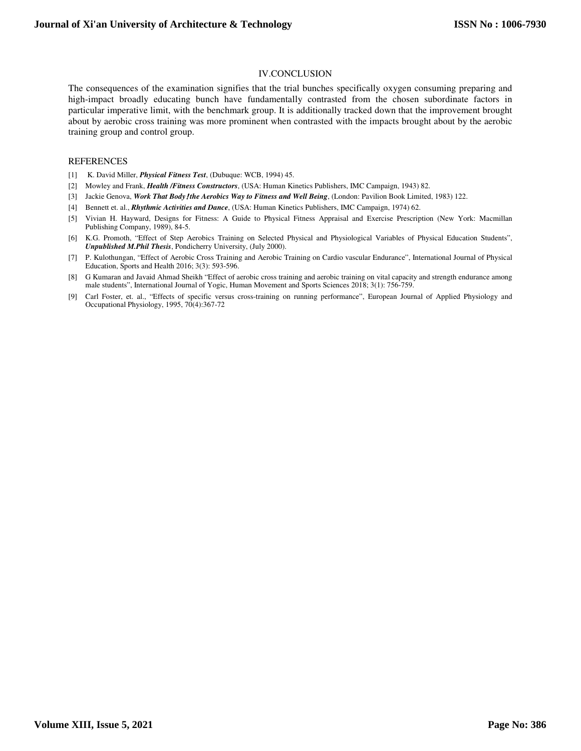## IV.CONCLUSION

The consequences of the examination signifies that the trial bunches specifically oxygen consuming preparing and high-impact broadly educating bunch have fundamentally contrasted from the chosen subordinate factors in particular imperative limit, with the benchmark group. It is additionally tracked down that the improvement brought about by aerobic cross training was more prominent when contrasted with the impacts brought about by the aerobic training group and control group.

## REFERENCES

[1] K. David Miller, ***Physical Fitness Test***, (Dubuque: WCB, 1994) 45.

[2] Mowley and Frank, ***Health /Fitness Constructors***, (USA: Human Kinetics Publishers, IMC Campaign, 1943) 82.

[3] Jackie Genova, ***Work That Body!the Aerobics Way to Fitness and Well Being***, (London: Pavilion Book Limited, 1983) 122.

[4] Bennett et. al., ***Rhythmic Activities and Dance***, (USA: Human Kinetics Publishers, IMC Campaign, 1974) 62.

[5] Vivian H. Hayward, Designs for Fitness: A Guide to Physical Fitness Appraisal and Exercise Prescription (New York: Macmillan Publishing Company, 1989), 84-5.

[6] K.G. Promoth, "Effect of Step Aerobics Training on Selected Physical and Physiological Variables of Physical Education Students", ***Unpublished M.Phil Thesis***, Pondicherry University, (July 2000).

[7] P. Kulothungan, "Effect of Aerobic Cross Training and Aerobic Training on Cardio vascular Endurance", International Journal of Physical Education, Sports and Health 2016; 3(3): 593-596.

[8] G Kumaran and Javaid Ahmad Sheikh "Effect of aerobic cross training and aerobic training on vital capacity and strength endurance among male students", International Journal of Yogic, Human Movement and Sports Sciences 2018; 3(1): 756-759.

[9] Carl Foster, et. al., "Effects of specific versus cross-training on running performance", European Journal of Applied Physiology and Occupational Physiology, 1995, 70(4):367-72